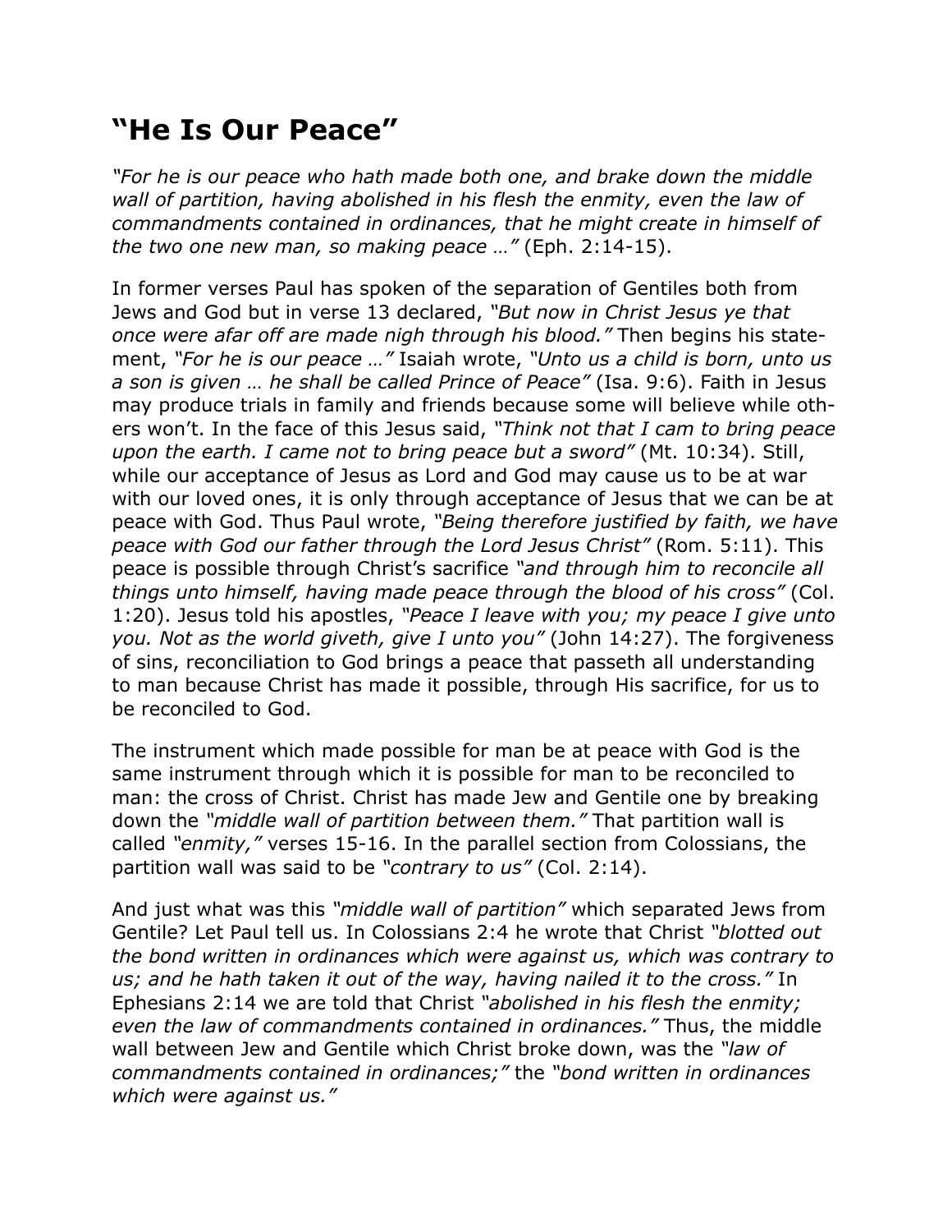# "He Is Our Peace"

*"For he is our peace who hath made both one, and brake down the middle wall of partition, having abolished in his flesh the enmity, even the law of commandments contained in ordinances, that he might create in himself of the two one new man, so making peace …"* (Eph. 2:14-15).

In former verses Paul has spoken of the separation of Gentiles both from Jews and God but in verse 13 declared, *"But now in Christ Jesus ye that once were afar off are made nigh through his blood."* Then begins his statement, *"For he is our peace …"* Isaiah wrote, *"Unto us a child is born, unto us a son is given … he shall be called Prince of Peace"* (Isa. 9:6). Faith in Jesus may produce trials in family and friends because some will believe while others won't. In the face of this Jesus said, *"Think not that I cam to bring peace upon the earth. I came not to bring peace but a sword"* (Mt. 10:34). Still, while our acceptance of Jesus as Lord and God may cause us to be at war with our loved ones, it is only through acceptance of Jesus that we can be at peace with God. Thus Paul wrote, *"Being therefore justified by faith, we have peace with God our father through the Lord Jesus Christ"* (Rom. 5:11). This peace is possible through Christ's sacrifice *"and through him to reconcile all things unto himself, having made peace through the blood of his cross"* (Col. 1:20). Jesus told his apostles, *"Peace I leave with you; my peace I give unto you. Not as the world giveth, give I unto you"* (John 14:27). The forgiveness of sins, reconciliation to God brings a peace that passeth all understanding to man because Christ has made it possible, through His sacrifice, for us to be reconciled to God.

The instrument which made possible for man be at peace with God is the same instrument through which it is possible for man to be reconciled to man: the cross of Christ. Christ has made Jew and Gentile one by breaking down the *"middle wall of partition between them."* That partition wall is called *"enmity,"* verses 15-16. In the parallel section from Colossians, the partition wall was said to be *"contrary to us"* (Col. 2:14).

And just what was this *"middle wall of partition"* which separated Jews from Gentile? Let Paul tell us. In Colossians 2:4 he wrote that Christ *"blotted out the bond written in ordinances which were against us, which was contrary to us; and he hath taken it out of the way, having nailed it to the cross."* In Ephesians 2:14 we are told that Christ *"abolished in his flesh the enmity; even the law of commandments contained in ordinances."* Thus, the middle wall between Jew and Gentile which Christ broke down, was the *"law of commandments contained in ordinances;"* the *"bond written in ordinances which were against us."*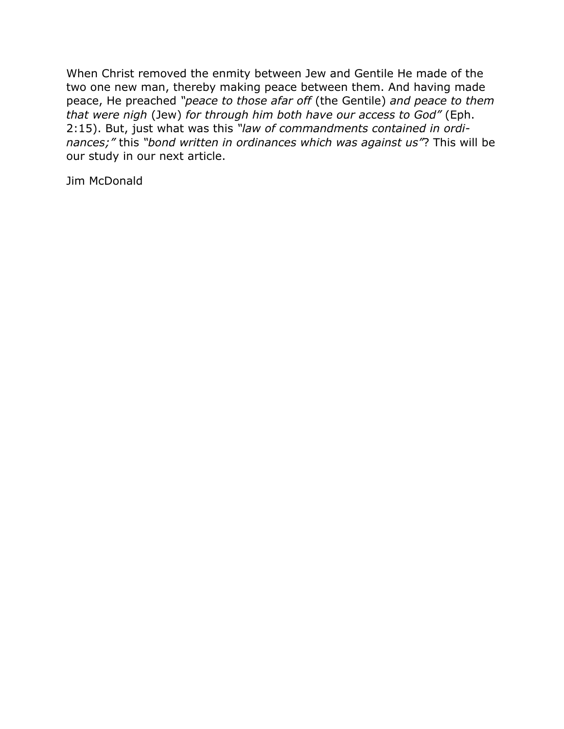When Christ removed the enmity between Jew and Gentile He made of the two one new man, thereby making peace between them. And having made peace, He preached *"peace to those afar off* (the Gentile) *and peace to them that were nigh* (Jew) *for through him both have our access to God"* (Eph. 2:15). But, just what was this *"law of commandments contained in ordinances;"* this *"bond written in ordinances which was against us"*? This will be our study in our next article.

Jim McDonald